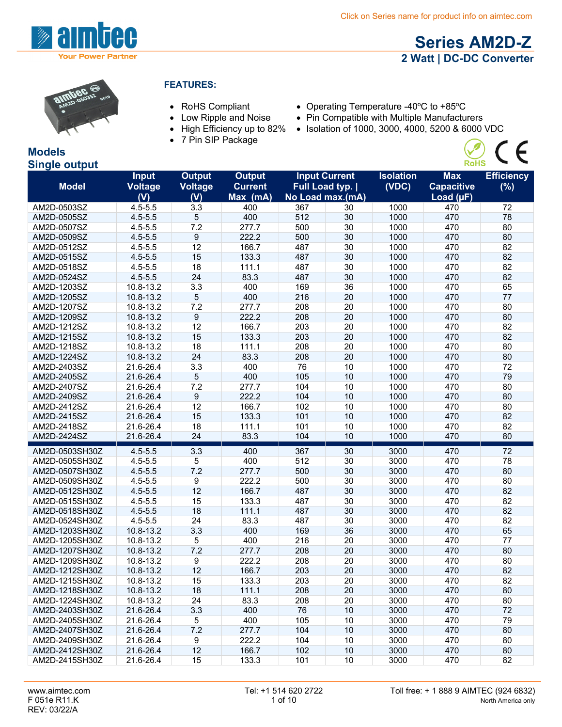Click on Series name for product info on aimtec.com

# Series AM2D-Z

## 2 Watt | DC-DC Converter

### FEATURES:

- RoHS Compliant
- Low Ripple and Noise
- High Efficiency up to 82%
- 7 Pin SIP Package
- Operating Temperature -40ºC to +85ºC
- Pin Compatible with Multiple Manufacturers
- Isolation of 1000, 3000, 4000, 5200 & 6000 VDC

## Models

### Single output

| Model | Input Voltage (V) | Output Voltage (V) | Output Current Max (mA) | Input Current Full Load typ. \| No Load max.(mA) | | Isolation (VDC) | Max Capacitive Load (µF) | Efficiency (%) |
|---|---|---|---|---|---|---|---|---|
| AM2D-0503SZ | 4.5-5.5 | 3.3 | 400 | 367 | 30 | 1000 | 470 | 72 |
| AM2D-0505SZ | 4.5-5.5 | 5 | 400 | 512 | 30 | 1000 | 470 | 78 |
| AM2D-0507SZ | 4.5-5.5 | 7.2 | 277.7 | 500 | 30 | 1000 | 470 | 80 |
| AM2D-0509SZ | 4.5-5.5 | 9 | 222.2 | 500 | 30 | 1000 | 470 | 80 |
| AM2D-0512SZ | 4.5-5.5 | 12 | 166.7 | 487 | 30 | 1000 | 470 | 82 |
| AM2D-0515SZ | 4.5-5.5 | 15 | 133.3 | 487 | 30 | 1000 | 470 | 82 |
| AM2D-0518SZ | 4.5-5.5 | 18 | 111.1 | 487 | 30 | 1000 | 470 | 82 |
| AM2D-0524SZ | 4.5-5.5 | 24 | 83.3 | 487 | 30 | 1000 | 470 | 82 |
| AM2D-1203SZ | 10.8-13.2 | 3.3 | 400 | 169 | 36 | 1000 | 470 | 65 |
| AM2D-1205SZ | 10.8-13.2 | 5 | 400 | 216 | 20 | 1000 | 470 | 77 |
| AM2D-1207SZ | 10.8-13.2 | 7.2 | 277.7 | 208 | 20 | 1000 | 470 | 80 |
| AM2D-1209SZ | 10.8-13.2 | 9 | 222.2 | 208 | 20 | 1000 | 470 | 80 |
| AM2D-1212SZ | 10.8-13.2 | 12 | 166.7 | 203 | 20 | 1000 | 470 | 82 |
| AM2D-1215SZ | 10.8-13.2 | 15 | 133.3 | 203 | 20 | 1000 | 470 | 82 |
| AM2D-1218SZ | 10.8-13.2 | 18 | 111.1 | 208 | 20 | 1000 | 470 | 80 |
| AM2D-1224SZ | 10.8-13.2 | 24 | 83.3 | 208 | 20 | 1000 | 470 | 80 |
| AM2D-2403SZ | 21.6-26.4 | 3.3 | 400 | 76 | 10 | 1000 | 470 | 72 |
| AM2D-2405SZ | 21.6-26.4 | 5 | 400 | 105 | 10 | 1000 | 470 | 79 |
| AM2D-2407SZ | 21.6-26.4 | 7.2 | 277.7 | 104 | 10 | 1000 | 470 | 80 |
| AM2D-2409SZ | 21.6-26.4 | 9 | 222.2 | 104 | 10 | 1000 | 470 | 80 |
| AM2D-2412SZ | 21.6-26.4 | 12 | 166.7 | 102 | 10 | 1000 | 470 | 80 |
| AM2D-2415SZ | 21.6-26.4 | 15 | 133.3 | 101 | 10 | 1000 | 470 | 82 |
| AM2D-2418SZ | 21.6-26.4 | 18 | 111.1 | 101 | 10 | 1000 | 470 | 82 |
| AM2D-2424SZ | 21.6-26.4 | 24 | 83.3 | 104 | 10 | 1000 | 470 | 80 |
| AM2D-0503SH30Z | 4.5-5.5 | 3.3 | 400 | 367 | 30 | 3000 | 470 | 72 |
| AM2D-0505SH30Z | 4.5-5.5 | 5 | 400 | 512 | 30 | 3000 | 470 | 78 |
| AM2D-0507SH30Z | 4.5-5.5 | 7.2 | 277.7 | 500 | 30 | 3000 | 470 | 80 |
| AM2D-0509SH30Z | 4.5-5.5 | 9 | 222.2 | 500 | 30 | 3000 | 470 | 80 |
| AM2D-0512SH30Z | 4.5-5.5 | 12 | 166.7 | 487 | 30 | 3000 | 470 | 82 |
| AM2D-0515SH30Z | 4.5-5.5 | 15 | 133.3 | 487 | 30 | 3000 | 470 | 82 |
| AM2D-0518SH30Z | 4.5-5.5 | 18 | 111.1 | 487 | 30 | 3000 | 470 | 82 |
| AM2D-0524SH30Z | 4.5-5.5 | 24 | 83.3 | 487 | 30 | 3000 | 470 | 82 |
| AM2D-1203SH30Z | 10.8-13.2 | 3.3 | 400 | 169 | 36 | 3000 | 470 | 65 |
| AM2D-1205SH30Z | 10.8-13.2 | 5 | 400 | 216 | 20 | 3000 | 470 | 77 |
| AM2D-1207SH30Z | 10.8-13.2 | 7.2 | 277.7 | 208 | 20 | 3000 | 470 | 80 |
| AM2D-1209SH30Z | 10.8-13.2 | 9 | 222.2 | 208 | 20 | 3000 | 470 | 80 |
| AM2D-1212SH30Z | 10.8-13.2 | 12 | 166.7 | 203 | 20 | 3000 | 470 | 82 |
| AM2D-1215SH30Z | 10.8-13.2 | 15 | 133.3 | 203 | 20 | 3000 | 470 | 82 |
| AM2D-1218SH30Z | 10.8-13.2 | 18 | 111.1 | 208 | 20 | 3000 | 470 | 80 |
| AM2D-1224SH30Z | 10.8-13.2 | 24 | 83.3 | 208 | 20 | 3000 | 470 | 80 |
| AM2D-2403SH30Z | 21.6-26.4 | 3.3 | 400 | 76 | 10 | 3000 | 470 | 72 |
| AM2D-2405SH30Z | 21.6-26.4 | 5 | 400 | 105 | 10 | 3000 | 470 | 79 |
| AM2D-2407SH30Z | 21.6-26.4 | 7.2 | 277.7 | 104 | 10 | 3000 | 470 | 80 |
| AM2D-2409SH30Z | 21.6-26.4 | 9 | 222.2 | 104 | 10 | 3000 | 470 | 80 |
| AM2D-2412SH30Z | 21.6-26.4 | 12 | 166.7 | 102 | 10 | 3000 | 470 | 80 |
| AM2D-2415SH30Z | 21.6-26.4 | 15 | 133.3 | 101 | 10 | 3000 | 470 | 82 |

www.aimtec.com
F 051e R11.K
REV: 03/22/A

Tel: +1 514 620 2722

Toll free: + 1 888 9 AIMTEC (924 6832)
North America only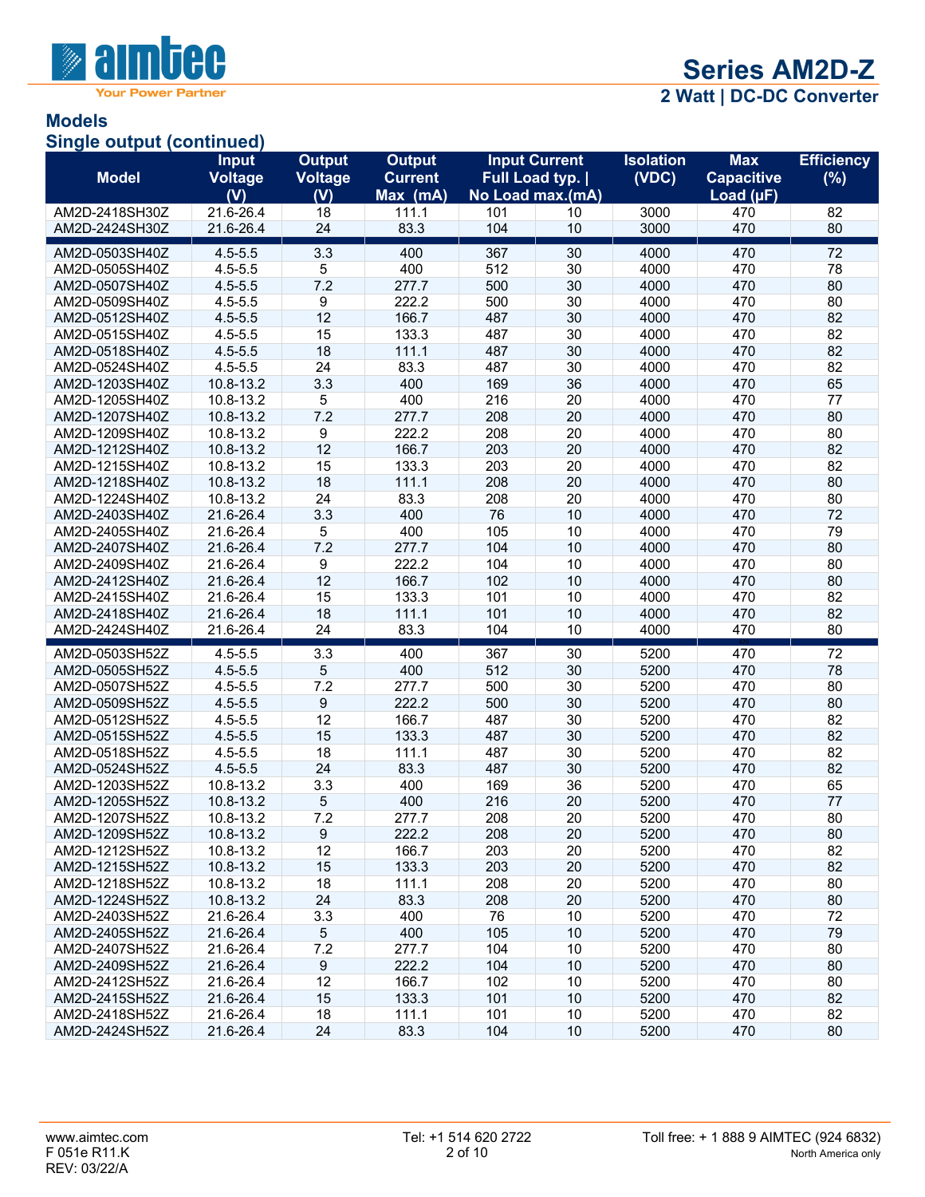## Models

### Single output (continued)

| Model | Input Voltage (V) | Output Voltage (V) | Output Current Max (mA) | Input Current Full Load typ. \| No Load max.(mA) | | Isolation (VDC) | Max Capacitive Load (µF) | Efficiency (%) |
|---|---|---|---|---|---|---|---|---|
| AM2D-2418SH30Z | 21.6-26.4 | 18 | 111.1 | 101 | 10 | 3000 | 470 | 82 |
| AM2D-2424SH30Z | 21.6-26.4 | 24 | 83.3 | 104 | 10 | 3000 | 470 | 80 |
| AM2D-0503SH40Z | 4.5-5.5 | 3.3 | 400 | 367 | 30 | 4000 | 470 | 72 |
| AM2D-0505SH40Z | 4.5-5.5 | 5 | 400 | 512 | 30 | 4000 | 470 | 78 |
| AM2D-0507SH40Z | 4.5-5.5 | 7.2 | 277.7 | 500 | 30 | 4000 | 470 | 80 |
| AM2D-0509SH40Z | 4.5-5.5 | 9 | 222.2 | 500 | 30 | 4000 | 470 | 80 |
| AM2D-0512SH40Z | 4.5-5.5 | 12 | 166.7 | 487 | 30 | 4000 | 470 | 82 |
| AM2D-0515SH40Z | 4.5-5.5 | 15 | 133.3 | 487 | 30 | 4000 | 470 | 82 |
| AM2D-0518SH40Z | 4.5-5.5 | 18 | 111.1 | 487 | 30 | 4000 | 470 | 82 |
| AM2D-0524SH40Z | 4.5-5.5 | 24 | 83.3 | 487 | 30 | 4000 | 470 | 82 |
| AM2D-1203SH40Z | 10.8-13.2 | 3.3 | 400 | 169 | 36 | 4000 | 470 | 65 |
| AM2D-1205SH40Z | 10.8-13.2 | 5 | 400 | 216 | 20 | 4000 | 470 | 77 |
| AM2D-1207SH40Z | 10.8-13.2 | 7.2 | 277.7 | 208 | 20 | 4000 | 470 | 80 |
| AM2D-1209SH40Z | 10.8-13.2 | 9 | 222.2 | 208 | 20 | 4000 | 470 | 80 |
| AM2D-1212SH40Z | 10.8-13.2 | 12 | 166.7 | 203 | 20 | 4000 | 470 | 82 |
| AM2D-1215SH40Z | 10.8-13.2 | 15 | 133.3 | 203 | 20 | 4000 | 470 | 82 |
| AM2D-1218SH40Z | 10.8-13.2 | 18 | 111.1 | 208 | 20 | 4000 | 470 | 80 |
| AM2D-1224SH40Z | 10.8-13.2 | 24 | 83.3 | 208 | 20 | 4000 | 470 | 80 |
| AM2D-2403SH40Z | 21.6-26.4 | 3.3 | 400 | 76 | 10 | 4000 | 470 | 72 |
| AM2D-2405SH40Z | 21.6-26.4 | 5 | 400 | 105 | 10 | 4000 | 470 | 79 |
| AM2D-2407SH40Z | 21.6-26.4 | 7.2 | 277.7 | 104 | 10 | 4000 | 470 | 80 |
| AM2D-2409SH40Z | 21.6-26.4 | 9 | 222.2 | 104 | 10 | 4000 | 470 | 80 |
| AM2D-2412SH40Z | 21.6-26.4 | 12 | 166.7 | 102 | 10 | 4000 | 470 | 80 |
| AM2D-2415SH40Z | 21.6-26.4 | 15 | 133.3 | 101 | 10 | 4000 | 470 | 82 |
| AM2D-2418SH40Z | 21.6-26.4 | 18 | 111.1 | 101 | 10 | 4000 | 470 | 82 |
| AM2D-2424SH40Z | 21.6-26.4 | 24 | 83.3 | 104 | 10 | 4000 | 470 | 80 |
| AM2D-0503SH52Z | 4.5-5.5 | 3.3 | 400 | 367 | 30 | 5200 | 470 | 72 |
| AM2D-0505SH52Z | 4.5-5.5 | 5 | 400 | 512 | 30 | 5200 | 470 | 78 |
| AM2D-0507SH52Z | 4.5-5.5 | 7.2 | 277.7 | 500 | 30 | 5200 | 470 | 80 |
| AM2D-0509SH52Z | 4.5-5.5 | 9 | 222.2 | 500 | 30 | 5200 | 470 | 80 |
| AM2D-0512SH52Z | 4.5-5.5 | 12 | 166.7 | 487 | 30 | 5200 | 470 | 82 |
| AM2D-0515SH52Z | 4.5-5.5 | 15 | 133.3 | 487 | 30 | 5200 | 470 | 82 |
| AM2D-0518SH52Z | 4.5-5.5 | 18 | 111.1 | 487 | 30 | 5200 | 470 | 82 |
| AM2D-0524SH52Z | 4.5-5.5 | 24 | 83.3 | 487 | 30 | 5200 | 470 | 82 |
| AM2D-1203SH52Z | 10.8-13.2 | 3.3 | 400 | 169 | 36 | 5200 | 470 | 65 |
| AM2D-1205SH52Z | 10.8-13.2 | 5 | 400 | 216 | 20 | 5200 | 470 | 77 |
| AM2D-1207SH52Z | 10.8-13.2 | 7.2 | 277.7 | 208 | 20 | 5200 | 470 | 80 |
| AM2D-1209SH52Z | 10.8-13.2 | 9 | 222.2 | 208 | 20 | 5200 | 470 | 80 |
| AM2D-1212SH52Z | 10.8-13.2 | 12 | 166.7 | 203 | 20 | 5200 | 470 | 82 |
| AM2D-1215SH52Z | 10.8-13.2 | 15 | 133.3 | 203 | 20 | 5200 | 470 | 82 |
| AM2D-1218SH52Z | 10.8-13.2 | 18 | 111.1 | 208 | 20 | 5200 | 470 | 80 |
| AM2D-1224SH52Z | 10.8-13.2 | 24 | 83.3 | 208 | 20 | 5200 | 470 | 80 |
| AM2D-2403SH52Z | 21.6-26.4 | 3.3 | 400 | 76 | 10 | 5200 | 470 | 72 |
| AM2D-2405SH52Z | 21.6-26.4 | 5 | 400 | 105 | 10 | 5200 | 470 | 79 |
| AM2D-2407SH52Z | 21.6-26.4 | 7.2 | 277.7 | 104 | 10 | 5200 | 470 | 80 |
| AM2D-2409SH52Z | 21.6-26.4 | 9 | 222.2 | 104 | 10 | 5200 | 470 | 80 |
| AM2D-2412SH52Z | 21.6-26.4 | 12 | 166.7 | 102 | 10 | 5200 | 470 | 80 |
| AM2D-2415SH52Z | 21.6-26.4 | 15 | 133.3 | 101 | 10 | 5200 | 470 | 82 |
| AM2D-2418SH52Z | 21.6-26.4 | 18 | 111.1 | 101 | 10 | 5200 | 470 | 82 |
| AM2D-2424SH52Z | 21.6-26.4 | 24 | 83.3 | 104 | 10 | 5200 | 470 | 80 |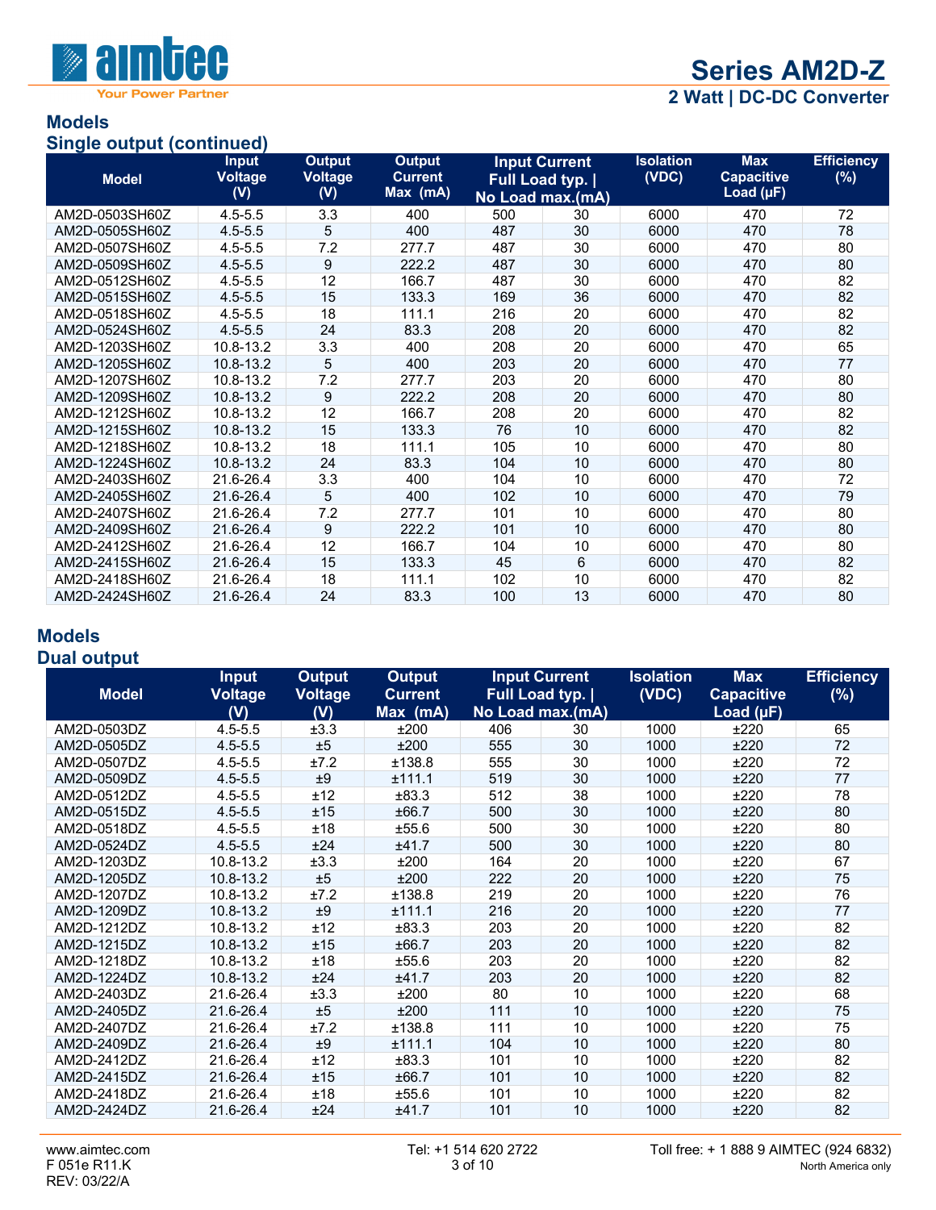## Models

### Single output (continued)

| Model | Input Voltage (V) | Output Voltage (V) | Output Current Max (mA) | Input Current Full Load typ. \| No Load max.(mA) | | Isolation (VDC) | Max Capacitive Load (µF) | Efficiency (%) |
|---|---|---|---|---|---|---|---|---|
| AM2D-0503SH60Z | 4.5-5.5 | 3.3 | 400 | 500 | 30 | 6000 | 470 | 72 |
| AM2D-0505SH60Z | 4.5-5.5 | 5 | 400 | 487 | 30 | 6000 | 470 | 78 |
| AM2D-0507SH60Z | 4.5-5.5 | 7.2 | 277.7 | 487 | 30 | 6000 | 470 | 80 |
| AM2D-0509SH60Z | 4.5-5.5 | 9 | 222.2 | 487 | 30 | 6000 | 470 | 80 |
| AM2D-0512SH60Z | 4.5-5.5 | 12 | 166.7 | 487 | 30 | 6000 | 470 | 82 |
| AM2D-0515SH60Z | 4.5-5.5 | 15 | 133.3 | 169 | 36 | 6000 | 470 | 82 |
| AM2D-0518SH60Z | 4.5-5.5 | 18 | 111.1 | 216 | 20 | 6000 | 470 | 82 |
| AM2D-0524SH60Z | 4.5-5.5 | 24 | 83.3 | 208 | 20 | 6000 | 470 | 82 |
| AM2D-1203SH60Z | 10.8-13.2 | 3.3 | 400 | 208 | 20 | 6000 | 470 | 65 |
| AM2D-1205SH60Z | 10.8-13.2 | 5 | 400 | 203 | 20 | 6000 | 470 | 77 |
| AM2D-1207SH60Z | 10.8-13.2 | 7.2 | 277.7 | 203 | 20 | 6000 | 470 | 80 |
| AM2D-1209SH60Z | 10.8-13.2 | 9 | 222.2 | 208 | 20 | 6000 | 470 | 80 |
| AM2D-1212SH60Z | 10.8-13.2 | 12 | 166.7 | 208 | 20 | 6000 | 470 | 82 |
| AM2D-1215SH60Z | 10.8-13.2 | 15 | 133.3 | 76 | 10 | 6000 | 470 | 82 |
| AM2D-1218SH60Z | 10.8-13.2 | 18 | 111.1 | 105 | 10 | 6000 | 470 | 80 |
| AM2D-1224SH60Z | 10.8-13.2 | 24 | 83.3 | 104 | 10 | 6000 | 470 | 80 |
| AM2D-2403SH60Z | 21.6-26.4 | 3.3 | 400 | 104 | 10 | 6000 | 470 | 72 |
| AM2D-2405SH60Z | 21.6-26.4 | 5 | 400 | 102 | 10 | 6000 | 470 | 79 |
| AM2D-2407SH60Z | 21.6-26.4 | 7.2 | 277.7 | 101 | 10 | 6000 | 470 | 80 |
| AM2D-2409SH60Z | 21.6-26.4 | 9 | 222.2 | 101 | 10 | 6000 | 470 | 80 |
| AM2D-2412SH60Z | 21.6-26.4 | 12 | 166.7 | 104 | 10 | 6000 | 470 | 80 |
| AM2D-2415SH60Z | 21.6-26.4 | 15 | 133.3 | 45 | 6 | 6000 | 470 | 82 |
| AM2D-2418SH60Z | 21.6-26.4 | 18 | 111.1 | 102 | 10 | 6000 | 470 | 82 |
| AM2D-2424SH60Z | 21.6-26.4 | 24 | 83.3 | 100 | 13 | 6000 | 470 | 80 |

## Models

### Dual output

| Model | Input Voltage (V) | Output Voltage (V) | Output Current Max (mA) | Input Current Full Load typ. \| No Load max.(mA) | | Isolation (VDC) | Max Capacitive Load (µF) | Efficiency (%) |
|---|---|---|---|---|---|---|---|---|
| AM2D-0503DZ | 4.5-5.5 | ±3.3 | ±200 | 406 | 30 | 1000 | ±220 | 65 |
| AM2D-0505DZ | 4.5-5.5 | ±5 | ±200 | 555 | 30 | 1000 | ±220 | 72 |
| AM2D-0507DZ | 4.5-5.5 | ±7.2 | ±138.8 | 555 | 30 | 1000 | ±220 | 72 |
| AM2D-0509DZ | 4.5-5.5 | ±9 | ±111.1 | 519 | 30 | 1000 | ±220 | 77 |
| AM2D-0512DZ | 4.5-5.5 | ±12 | ±83.3 | 512 | 38 | 1000 | ±220 | 78 |
| AM2D-0515DZ | 4.5-5.5 | ±15 | ±66.7 | 500 | 30 | 1000 | ±220 | 80 |
| AM2D-0518DZ | 4.5-5.5 | ±18 | ±55.6 | 500 | 30 | 1000 | ±220 | 80 |
| AM2D-0524DZ | 4.5-5.5 | ±24 | ±41.7 | 500 | 30 | 1000 | ±220 | 80 |
| AM2D-1203DZ | 10.8-13.2 | ±3.3 | ±200 | 164 | 20 | 1000 | ±220 | 67 |
| AM2D-1205DZ | 10.8-13.2 | ±5 | ±200 | 222 | 20 | 1000 | ±220 | 75 |
| AM2D-1207DZ | 10.8-13.2 | ±7.2 | ±138.8 | 219 | 20 | 1000 | ±220 | 76 |
| AM2D-1209DZ | 10.8-13.2 | ±9 | ±111.1 | 216 | 20 | 1000 | ±220 | 77 |
| AM2D-1212DZ | 10.8-13.2 | ±12 | ±83.3 | 203 | 20 | 1000 | ±220 | 82 |
| AM2D-1215DZ | 10.8-13.2 | ±15 | ±66.7 | 203 | 20 | 1000 | ±220 | 82 |
| AM2D-1218DZ | 10.8-13.2 | ±18 | ±55.6 | 203 | 20 | 1000 | ±220 | 82 |
| AM2D-1224DZ | 10.8-13.2 | ±24 | ±41.7 | 203 | 20 | 1000 | ±220 | 82 |
| AM2D-2403DZ | 21.6-26.4 | ±3.3 | ±200 | 80 | 10 | 1000 | ±220 | 68 |
| AM2D-2405DZ | 21.6-26.4 | ±5 | ±200 | 111 | 10 | 1000 | ±220 | 75 |
| AM2D-2407DZ | 21.6-26.4 | ±7.2 | ±138.8 | 111 | 10 | 1000 | ±220 | 75 |
| AM2D-2409DZ | 21.6-26.4 | ±9 | ±111.1 | 104 | 10 | 1000 | ±220 | 80 |
| AM2D-2412DZ | 21.6-26.4 | ±12 | ±83.3 | 101 | 10 | 1000 | ±220 | 82 |
| AM2D-2415DZ | 21.6-26.4 | ±15 | ±66.7 | 101 | 10 | 1000 | ±220 | 82 |
| AM2D-2418DZ | 21.6-26.4 | ±18 | ±55.6 | 101 | 10 | 1000 | ±220 | 82 |
| AM2D-2424DZ | 21.6-26.4 | ±24 | ±41.7 | 101 | 10 | 1000 | ±220 | 82 |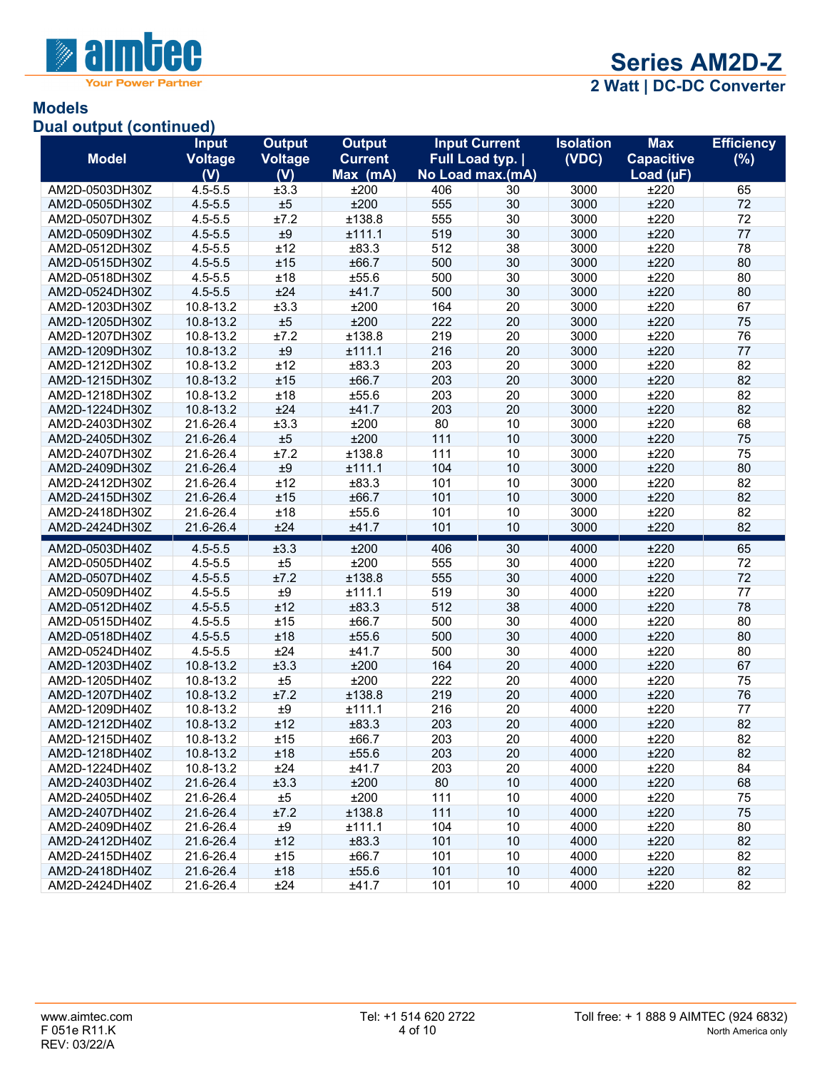## Models

### Dual output (continued)

| Model | Input Voltage (V) | Output Voltage (V) | Output Current Max (mA) | Input Current Full Load typ. \| No Load max.(mA) | | Isolation (VDC) | Max Capacitive Load (µF) | Efficiency (%) |
|---|---|---|---|---|---|---|---|---|
| AM2D-0503DH30Z | 4.5-5.5 | ±3.3 | ±200 | 406 | 30 | 3000 | ±220 | 65 |
| AM2D-0505DH30Z | 4.5-5.5 | ±5 | ±200 | 555 | 30 | 3000 | ±220 | 72 |
| AM2D-0507DH30Z | 4.5-5.5 | ±7.2 | ±138.8 | 555 | 30 | 3000 | ±220 | 72 |
| AM2D-0509DH30Z | 4.5-5.5 | ±9 | ±111.1 | 519 | 30 | 3000 | ±220 | 77 |
| AM2D-0512DH30Z | 4.5-5.5 | ±12 | ±83.3 | 512 | 38 | 3000 | ±220 | 78 |
| AM2D-0515DH30Z | 4.5-5.5 | ±15 | ±66.7 | 500 | 30 | 3000 | ±220 | 80 |
| AM2D-0518DH30Z | 4.5-5.5 | ±18 | ±55.6 | 500 | 30 | 3000 | ±220 | 80 |
| AM2D-0524DH30Z | 4.5-5.5 | ±24 | ±41.7 | 500 | 30 | 3000 | ±220 | 80 |
| AM2D-1203DH30Z | 10.8-13.2 | ±3.3 | ±200 | 164 | 20 | 3000 | ±220 | 67 |
| AM2D-1205DH30Z | 10.8-13.2 | ±5 | ±200 | 222 | 20 | 3000 | ±220 | 75 |
| AM2D-1207DH30Z | 10.8-13.2 | ±7.2 | ±138.8 | 219 | 20 | 3000 | ±220 | 76 |
| AM2D-1209DH30Z | 10.8-13.2 | ±9 | ±111.1 | 216 | 20 | 3000 | ±220 | 77 |
| AM2D-1212DH30Z | 10.8-13.2 | ±12 | ±83.3 | 203 | 20 | 3000 | ±220 | 82 |
| AM2D-1215DH30Z | 10.8-13.2 | ±15 | ±66.7 | 203 | 20 | 3000 | ±220 | 82 |
| AM2D-1218DH30Z | 10.8-13.2 | ±18 | ±55.6 | 203 | 20 | 3000 | ±220 | 82 |
| AM2D-1224DH30Z | 10.8-13.2 | ±24 | ±41.7 | 203 | 20 | 3000 | ±220 | 82 |
| AM2D-2403DH30Z | 21.6-26.4 | ±3.3 | ±200 | 80 | 10 | 3000 | ±220 | 68 |
| AM2D-2405DH30Z | 21.6-26.4 | ±5 | ±200 | 111 | 10 | 3000 | ±220 | 75 |
| AM2D-2407DH30Z | 21.6-26.4 | ±7.2 | ±138.8 | 111 | 10 | 3000 | ±220 | 75 |
| AM2D-2409DH30Z | 21.6-26.4 | ±9 | ±111.1 | 104 | 10 | 3000 | ±220 | 80 |
| AM2D-2412DH30Z | 21.6-26.4 | ±12 | ±83.3 | 101 | 10 | 3000 | ±220 | 82 |
| AM2D-2415DH30Z | 21.6-26.4 | ±15 | ±66.7 | 101 | 10 | 3000 | ±220 | 82 |
| AM2D-2418DH30Z | 21.6-26.4 | ±18 | ±55.6 | 101 | 10 | 3000 | ±220 | 82 |
| AM2D-2424DH30Z | 21.6-26.4 | ±24 | ±41.7 | 101 | 10 | 3000 | ±220 | 82 |
| AM2D-0503DH40Z | 4.5-5.5 | ±3.3 | ±200 | 406 | 30 | 4000 | ±220 | 65 |
| AM2D-0505DH40Z | 4.5-5.5 | ±5 | ±200 | 555 | 30 | 4000 | ±220 | 72 |
| AM2D-0507DH40Z | 4.5-5.5 | ±7.2 | ±138.8 | 555 | 30 | 4000 | ±220 | 72 |
| AM2D-0509DH40Z | 4.5-5.5 | ±9 | ±111.1 | 519 | 30 | 4000 | ±220 | 77 |
| AM2D-0512DH40Z | 4.5-5.5 | ±12 | ±83.3 | 512 | 38 | 4000 | ±220 | 78 |
| AM2D-0515DH40Z | 4.5-5.5 | ±15 | ±66.7 | 500 | 30 | 4000 | ±220 | 80 |
| AM2D-0518DH40Z | 4.5-5.5 | ±18 | ±55.6 | 500 | 30 | 4000 | ±220 | 80 |
| AM2D-0524DH40Z | 4.5-5.5 | ±24 | ±41.7 | 500 | 30 | 4000 | ±220 | 80 |
| AM2D-1203DH40Z | 10.8-13.2 | ±3.3 | ±200 | 164 | 20 | 4000 | ±220 | 67 |
| AM2D-1205DH40Z | 10.8-13.2 | ±5 | ±200 | 222 | 20 | 4000 | ±220 | 75 |
| AM2D-1207DH40Z | 10.8-13.2 | ±7.2 | ±138.8 | 219 | 20 | 4000 | ±220 | 76 |
| AM2D-1209DH40Z | 10.8-13.2 | ±9 | ±111.1 | 216 | 20 | 4000 | ±220 | 77 |
| AM2D-1212DH40Z | 10.8-13.2 | ±12 | ±83.3 | 203 | 20 | 4000 | ±220 | 82 |
| AM2D-1215DH40Z | 10.8-13.2 | ±15 | ±66.7 | 203 | 20 | 4000 | ±220 | 82 |
| AM2D-1218DH40Z | 10.8-13.2 | ±18 | ±55.6 | 203 | 20 | 4000 | ±220 | 82 |
| AM2D-1224DH40Z | 10.8-13.2 | ±24 | ±41.7 | 203 | 20 | 4000 | ±220 | 84 |
| AM2D-2403DH40Z | 21.6-26.4 | ±3.3 | ±200 | 80 | 10 | 4000 | ±220 | 68 |
| AM2D-2405DH40Z | 21.6-26.4 | ±5 | ±200 | 111 | 10 | 4000 | ±220 | 75 |
| AM2D-2407DH40Z | 21.6-26.4 | ±7.2 | ±138.8 | 111 | 10 | 4000 | ±220 | 75 |
| AM2D-2409DH40Z | 21.6-26.4 | ±9 | ±111.1 | 104 | 10 | 4000 | ±220 | 80 |
| AM2D-2412DH40Z | 21.6-26.4 | ±12 | ±83.3 | 101 | 10 | 4000 | ±220 | 82 |
| AM2D-2415DH40Z | 21.6-26.4 | ±15 | ±66.7 | 101 | 10 | 4000 | ±220 | 82 |
| AM2D-2418DH40Z | 21.6-26.4 | ±18 | ±55.6 | 101 | 10 | 4000 | ±220 | 82 |
| AM2D-2424DH40Z | 21.6-26.4 | ±24 | ±41.7 | 101 | 10 | 4000 | ±220 | 82 |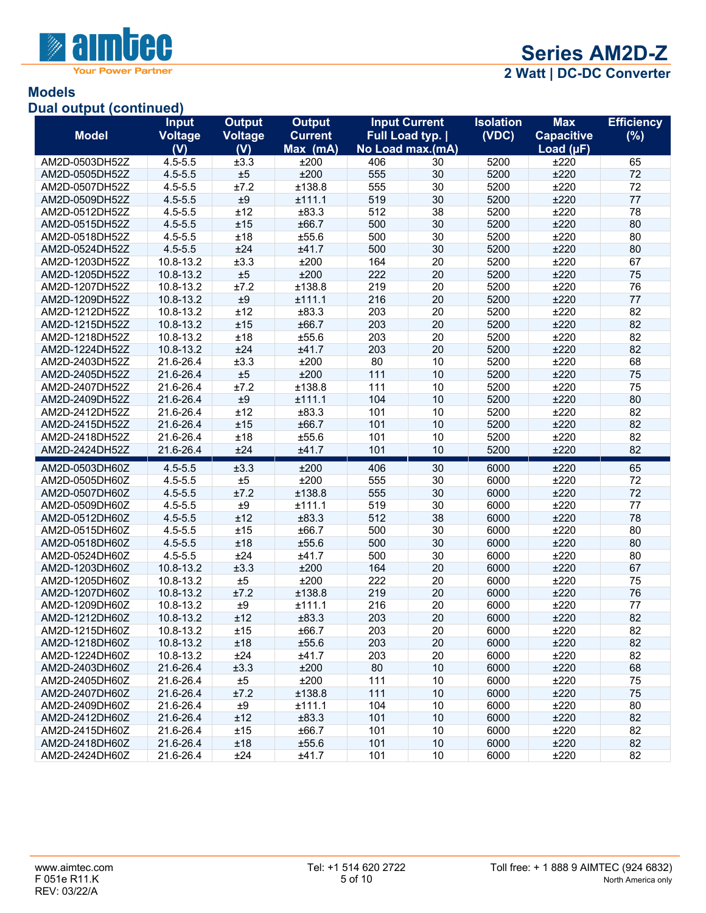## Models

## Dual output (continued)

| Model | Input Voltage (V) | Output Voltage (V) | Output Current Max (mA) | Input Current Full Load typ. \| No Load max.(mA) | | Isolation (VDC) | Max Capacitive Load (µF) | Efficiency (%) |
|---|---|---|---|---|---|---|---|---|
| AM2D-0503DH52Z | 4.5-5.5 | ±3.3 | ±200 | 406 | 30 | 5200 | ±220 | 65 |
| AM2D-0505DH52Z | 4.5-5.5 | ±5 | ±200 | 555 | 30 | 5200 | ±220 | 72 |
| AM2D-0507DH52Z | 4.5-5.5 | ±7.2 | ±138.8 | 555 | 30 | 5200 | ±220 | 72 |
| AM2D-0509DH52Z | 4.5-5.5 | ±9 | ±111.1 | 519 | 30 | 5200 | ±220 | 77 |
| AM2D-0512DH52Z | 4.5-5.5 | ±12 | ±83.3 | 512 | 38 | 5200 | ±220 | 78 |
| AM2D-0515DH52Z | 4.5-5.5 | ±15 | ±66.7 | 500 | 30 | 5200 | ±220 | 80 |
| AM2D-0518DH52Z | 4.5-5.5 | ±18 | ±55.6 | 500 | 30 | 5200 | ±220 | 80 |
| AM2D-0524DH52Z | 4.5-5.5 | ±24 | ±41.7 | 500 | 30 | 5200 | ±220 | 80 |
| AM2D-1203DH52Z | 10.8-13.2 | ±3.3 | ±200 | 164 | 20 | 5200 | ±220 | 67 |
| AM2D-1205DH52Z | 10.8-13.2 | ±5 | ±200 | 222 | 20 | 5200 | ±220 | 75 |
| AM2D-1207DH52Z | 10.8-13.2 | ±7.2 | ±138.8 | 219 | 20 | 5200 | ±220 | 76 |
| AM2D-1209DH52Z | 10.8-13.2 | ±9 | ±111.1 | 216 | 20 | 5200 | ±220 | 77 |
| AM2D-1212DH52Z | 10.8-13.2 | ±12 | ±83.3 | 203 | 20 | 5200 | ±220 | 82 |
| AM2D-1215DH52Z | 10.8-13.2 | ±15 | ±66.7 | 203 | 20 | 5200 | ±220 | 82 |
| AM2D-1218DH52Z | 10.8-13.2 | ±18 | ±55.6 | 203 | 20 | 5200 | ±220 | 82 |
| AM2D-1224DH52Z | 10.8-13.2 | ±24 | ±41.7 | 203 | 20 | 5200 | ±220 | 82 |
| AM2D-2403DH52Z | 21.6-26.4 | ±3.3 | ±200 | 80 | 10 | 5200 | ±220 | 68 |
| AM2D-2405DH52Z | 21.6-26.4 | ±5 | ±200 | 111 | 10 | 5200 | ±220 | 75 |
| AM2D-2407DH52Z | 21.6-26.4 | ±7.2 | ±138.8 | 111 | 10 | 5200 | ±220 | 75 |
| AM2D-2409DH52Z | 21.6-26.4 | ±9 | ±111.1 | 104 | 10 | 5200 | ±220 | 80 |
| AM2D-2412DH52Z | 21.6-26.4 | ±12 | ±83.3 | 101 | 10 | 5200 | ±220 | 82 |
| AM2D-2415DH52Z | 21.6-26.4 | ±15 | ±66.7 | 101 | 10 | 5200 | ±220 | 82 |
| AM2D-2418DH52Z | 21.6-26.4 | ±18 | ±55.6 | 101 | 10 | 5200 | ±220 | 82 |
| AM2D-2424DH52Z | 21.6-26.4 | ±24 | ±41.7 | 101 | 10 | 5200 | ±220 | 82 |
| AM2D-0503DH60Z | 4.5-5.5 | ±3.3 | ±200 | 406 | 30 | 6000 | ±220 | 65 |
| AM2D-0505DH60Z | 4.5-5.5 | ±5 | ±200 | 555 | 30 | 6000 | ±220 | 72 |
| AM2D-0507DH60Z | 4.5-5.5 | ±7.2 | ±138.8 | 555 | 30 | 6000 | ±220 | 72 |
| AM2D-0509DH60Z | 4.5-5.5 | ±9 | ±111.1 | 519 | 30 | 6000 | ±220 | 77 |
| AM2D-0512DH60Z | 4.5-5.5 | ±12 | ±83.3 | 512 | 38 | 6000 | ±220 | 78 |
| AM2D-0515DH60Z | 4.5-5.5 | ±15 | ±66.7 | 500 | 30 | 6000 | ±220 | 80 |
| AM2D-0518DH60Z | 4.5-5.5 | ±18 | ±55.6 | 500 | 30 | 6000 | ±220 | 80 |
| AM2D-0524DH60Z | 4.5-5.5 | ±24 | ±41.7 | 500 | 30 | 6000 | ±220 | 80 |
| AM2D-1203DH60Z | 10.8-13.2 | ±3.3 | ±200 | 164 | 20 | 6000 | ±220 | 67 |
| AM2D-1205DH60Z | 10.8-13.2 | ±5 | ±200 | 222 | 20 | 6000 | ±220 | 75 |
| AM2D-1207DH60Z | 10.8-13.2 | ±7.2 | ±138.8 | 219 | 20 | 6000 | ±220 | 76 |
| AM2D-1209DH60Z | 10.8-13.2 | ±9 | ±111.1 | 216 | 20 | 6000 | ±220 | 77 |
| AM2D-1212DH60Z | 10.8-13.2 | ±12 | ±83.3 | 203 | 20 | 6000 | ±220 | 82 |
| AM2D-1215DH60Z | 10.8-13.2 | ±15 | ±66.7 | 203 | 20 | 6000 | ±220 | 82 |
| AM2D-1218DH60Z | 10.8-13.2 | ±18 | ±55.6 | 203 | 20 | 6000 | ±220 | 82 |
| AM2D-1224DH60Z | 10.8-13.2 | ±24 | ±41.7 | 203 | 20 | 6000 | ±220 | 82 |
| AM2D-2403DH60Z | 21.6-26.4 | ±3.3 | ±200 | 80 | 10 | 6000 | ±220 | 68 |
| AM2D-2405DH60Z | 21.6-26.4 | ±5 | ±200 | 111 | 10 | 6000 | ±220 | 75 |
| AM2D-2407DH60Z | 21.6-26.4 | ±7.2 | ±138.8 | 111 | 10 | 6000 | ±220 | 75 |
| AM2D-2409DH60Z | 21.6-26.4 | ±9 | ±111.1 | 104 | 10 | 6000 | ±220 | 80 |
| AM2D-2412DH60Z | 21.6-26.4 | ±12 | ±83.3 | 101 | 10 | 6000 | ±220 | 82 |
| AM2D-2415DH60Z | 21.6-26.4 | ±15 | ±66.7 | 101 | 10 | 6000 | ±220 | 82 |
| AM2D-2418DH60Z | 21.6-26.4 | ±18 | ±55.6 | 101 | 10 | 6000 | ±220 | 82 |
| AM2D-2424DH60Z | 21.6-26.4 | ±24 | ±41.7 | 101 | 10 | 6000 | ±220 | 82 |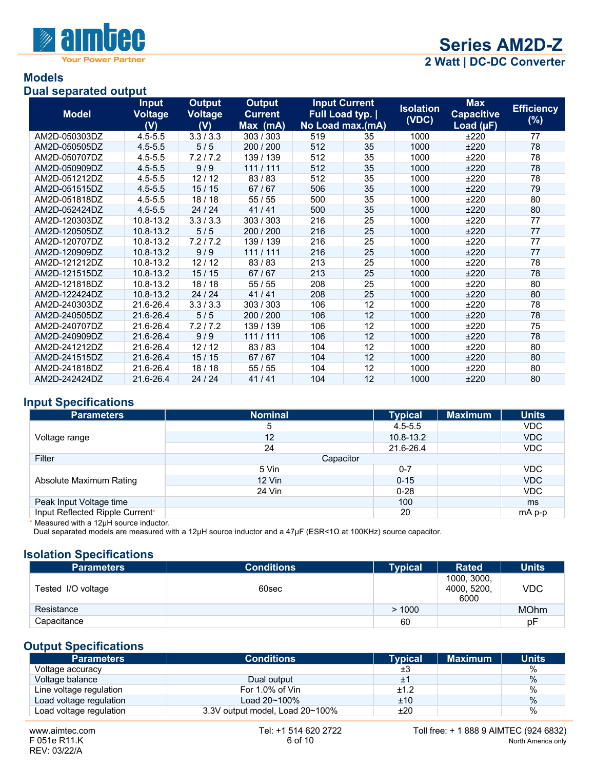# Series AM2D-Z

## 2 Watt | DC-DC Converter

## Models

## Dual separated output

| Model | Input Voltage (V) | Output Voltage (V) | Output Current Max (mA) | Input Current Full Load typ. \| | No Load max.(mA) | Isolation (VDC) | Max Capacitive Load (µF) | Efficiency (%) |
|---|---|---|---|---|---|---|---|---|
| AM2D-050303DZ | 4.5-5.5 | 3.3 / 3.3 | 303 / 303 | 519 | 35 | 1000 | ±220 | 77 |
| AM2D-050505DZ | 4.5-5.5 | 5 / 5 | 200 / 200 | 512 | 35 | 1000 | ±220 | 78 |
| AM2D-050707DZ | 4.5-5.5 | 7.2 / 7.2 | 139 / 139 | 512 | 35 | 1000 | ±220 | 78 |
| AM2D-050909DZ | 4.5-5.5 | 9 / 9 | 111 / 111 | 512 | 35 | 1000 | ±220 | 78 |
| AM2D-051212DZ | 4.5-5.5 | 12 / 12 | 83 / 83 | 512 | 35 | 1000 | ±220 | 78 |
| AM2D-051515DZ | 4.5-5.5 | 15 / 15 | 67 / 67 | 506 | 35 | 1000 | ±220 | 79 |
| AM2D-051818DZ | 4.5-5.5 | 18 / 18 | 55 / 55 | 500 | 35 | 1000 | ±220 | 80 |
| AM2D-052424DZ | 4.5-5.5 | 24 / 24 | 41 / 41 | 500 | 35 | 1000 | ±220 | 80 |
| AM2D-120303DZ | 10.8-13.2 | 3.3 / 3.3 | 303 / 303 | 216 | 25 | 1000 | ±220 | 77 |
| AM2D-120505DZ | 10.8-13.2 | 5 / 5 | 200 / 200 | 216 | 25 | 1000 | ±220 | 77 |
| AM2D-120707DZ | 10.8-13.2 | 7.2 / 7.2 | 139 / 139 | 216 | 25 | 1000 | ±220 | 77 |
| AM2D-120909DZ | 10.8-13.2 | 9 / 9 | 111 / 111 | 216 | 25 | 1000 | ±220 | 77 |
| AM2D-121212DZ | 10.8-13.2 | 12 / 12 | 83 / 83 | 213 | 25 | 1000 | ±220 | 78 |
| AM2D-121515DZ | 10.8-13.2 | 15 / 15 | 67 / 67 | 213 | 25 | 1000 | ±220 | 78 |
| AM2D-121818DZ | 10.8-13.2 | 18 / 18 | 55 / 55 | 208 | 25 | 1000 | ±220 | 80 |
| AM2D-122424DZ | 10.8-13.2 | 24 / 24 | 41 / 41 | 208 | 25 | 1000 | ±220 | 80 |
| AM2D-240303DZ | 21.6-26.4 | 3.3 / 3.3 | 303 / 303 | 106 | 12 | 1000 | ±220 | 78 |
| AM2D-240505DZ | 21.6-26.4 | 5 / 5 | 200 / 200 | 106 | 12 | 1000 | ±220 | 78 |
| AM2D-240707DZ | 21.6-26.4 | 7.2 / 7.2 | 139 / 139 | 106 | 12 | 1000 | ±220 | 75 |
| AM2D-240909DZ | 21.6-26.4 | 9 / 9 | 111 / 111 | 106 | 12 | 1000 | ±220 | 78 |
| AM2D-241212DZ | 21.6-26.4 | 12 / 12 | 83 / 83 | 104 | 12 | 1000 | ±220 | 80 |
| AM2D-241515DZ | 21.6-26.4 | 15 / 15 | 67 / 67 | 104 | 12 | 1000 | ±220 | 80 |
| AM2D-241818DZ | 21.6-26.4 | 18 / 18 | 55 / 55 | 104 | 12 | 1000 | ±220 | 80 |
| AM2D-242424DZ | 21.6-26.4 | 24 / 24 | 41 / 41 | 104 | 12 | 1000 | ±220 | 80 |

## Input Specifications

| Parameters | Nominal | Typical | Maximum | Units |
|---|---|---|---|---|
| Voltage range | 5 | 4.5-5.5 | | VDC |
| | 12 | 10.8-13.2 | | VDC |
| | 24 | 21.6-26.4 | | VDC |
| Filter | Capacitor | | | |
| Absolute Maximum Rating | 5 Vin | 0-7 | | VDC |
| | 12 Vin | 0-15 | | VDC |
| | 24 Vin | 0-28 | | VDC |
| Peak Input Voltage time | | 100 | | ms |
| Input Reflected Ripple Current* | | 20 | | mA p-p |

\* Measured with a 12µH source inductor.
Dual separated models are measured with a 12µH source inductor and a 47µF (ESR<1Ω at 100KHz) source capacitor.

## Isolation Specifications

| Parameters | Conditions | Typical | Rated | Units |
|---|---|---|---|---|
| Tested I/O voltage | 60sec | | 1000, 3000, 4000, 5200, 6000 | VDC |
| Resistance | | > 1000 | | MOhm |
| Capacitance | | 60 | | pF |

## Output Specifications

| Parameters | Conditions | Typical | Maximum | Units |
|---|---|---|---|---|
| Voltage accuracy | | ±3 | | % |
| Voltage balance | Dual output | ±1 | | % |
| Line voltage regulation | For 1.0% of Vin | ±1.2 | | % |
| Load voltage regulation | Load 20~100% | ±10 | | % |
| Load voltage regulation | 3.3V output model, Load 20~100% | ±20 | | % |

www.aimtec.com
F 051e R11.K
REV: 03/22/A

Tel: +1 514 620 2722

Toll free: + 1 888 9 AIMTEC (924 6832)
North America only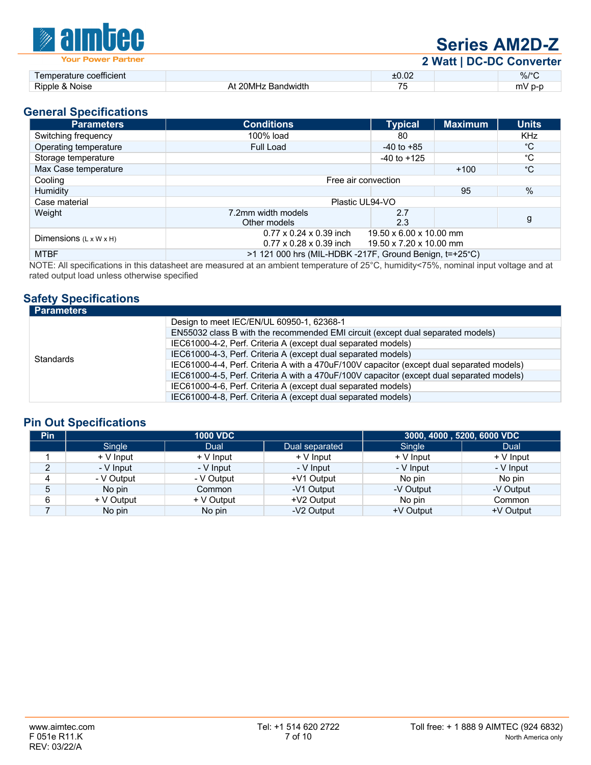| | | | | |
|---|---|---|---|---|
| Temperature coefficient | | ±0.02 | | %/°C |
| Ripple & Noise | At 20MHz Bandwidth | 75 | | mV p-p |

## General Specifications

| Parameters | Conditions | Typical | Maximum | Units |
|---|---|---|---|---|
| Switching frequency | 100% load | 80 | | KHz |
| Operating temperature | Full Load | -40 to +85 | | °C |
| Storage temperature | | -40 to +125 | | °C |
| Max Case temperature | | | +100 | °C |
| Cooling | Free air convection | | | |
| Humidity | | | 95 | % |
| Case material | Plastic UL94-VO | | | |
| Weight | 7.2mm width models<br>Other models | 2.7<br>2.3 | | g |
| Dimensions (L x W x H) | 0.77 x 0.24 x 0.39 inch    19.50 x 6.00 x 10.00 mm<br>0.77 x 0.28 x 0.39 inch    19.50 x 7.20 x 10.00 mm | | | |
| MTBF | >1 121 000 hrs (MIL-HDBK -217F, Ground Benign, t=+25°C) | | | |

NOTE: All specifications in this datasheet are measured at an ambient temperature of 25°C, humidity<75%, nominal input voltage and at rated output load unless otherwise specified

## Safety Specifications

| Parameters | |
|---|---|
| Standards | Design to meet IEC/EN/UL 60950-1, 62368-1 |
| | EN55032 class B with the recommended EMI circuit (except dual separated models) |
| | IEC61000-4-2, Perf. Criteria A (except dual separated models) |
| | IEC61000-4-3, Perf. Criteria A (except dual separated models) |
| | IEC61000-4-4, Perf. Criteria A with a 470uF/100V capacitor (except dual separated models) |
| | IEC61000-4-5, Perf. Criteria A with a 470uF/100V capacitor (except dual separated models) |
| | IEC61000-4-6, Perf. Criteria A (except dual separated models) |
| | IEC61000-4-8, Perf. Criteria A (except dual separated models) |

## Pin Out Specifications

| Pin | 1000 VDC | | | 3000, 4000 , 5200, 6000 VDC | |
|---|---|---|---|---|---|
| | Single | Dual | Dual separated | Single | Dual |
| 1 | + V Input | + V Input | + V Input | + V Input | + V Input |
| 2 | - V Input | - V Input | - V Input | - V Input | - V Input |
| 4 | - V Output | - V Output | +V1 Output | No pin | No pin |
| 5 | No pin | Common | -V1 Output | -V Output | -V Output |
| 6 | + V Output | + V Output | +V2 Output | No pin | Common |
| 7 | No pin | No pin | -V2 Output | +V Output | +V Output |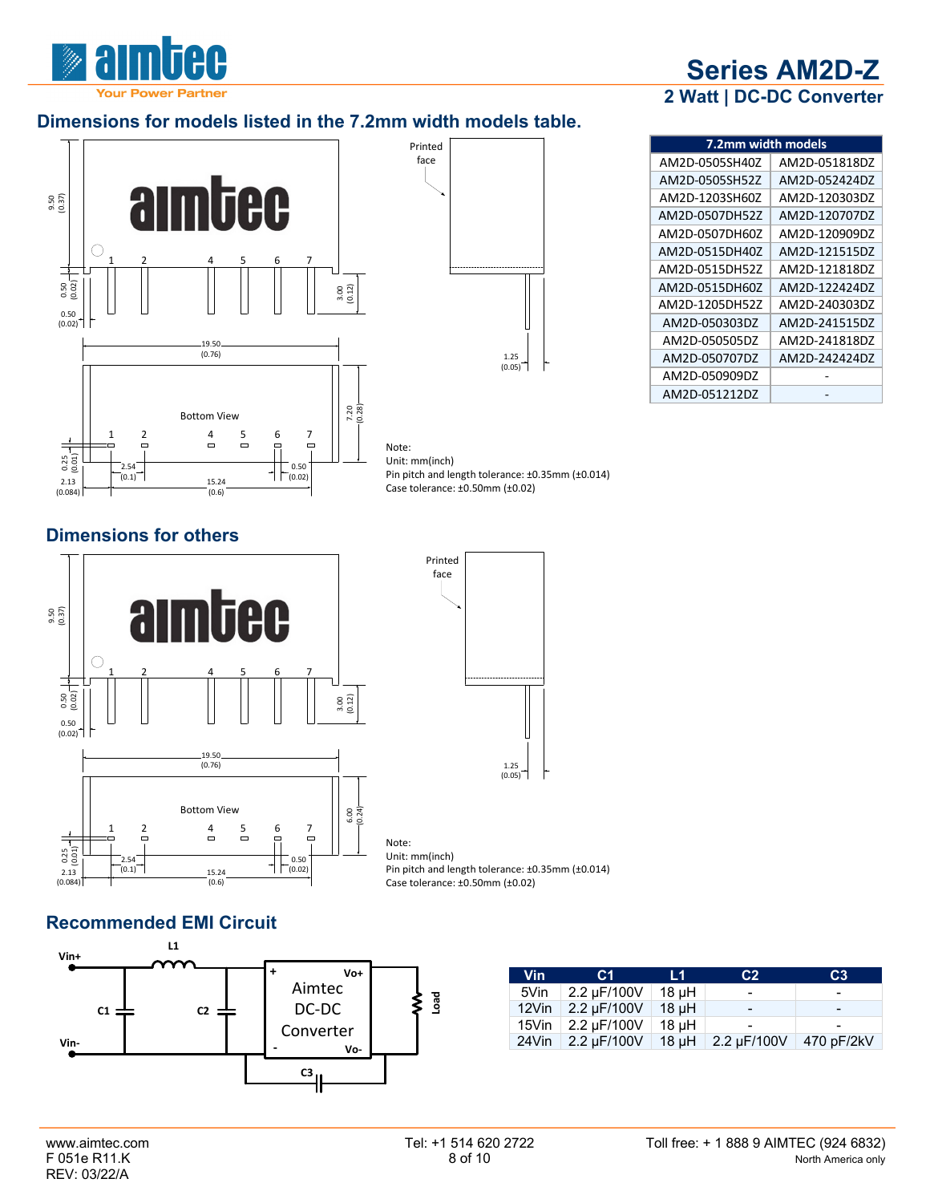## Dimensions for models listed in the 7.2mm width models table.

| 7.2mm width models | |
|---|---|
| AM2D-0505SH40Z | AM2D-051818DZ |
| AM2D-0505SH52Z | AM2D-052424DZ |
| AM2D-1203SH60Z | AM2D-120303DZ |
| AM2D-0507DH52Z | AM2D-120707DZ |
| AM2D-0507DH60Z | AM2D-120909DZ |
| AM2D-0515DH40Z | AM2D-121515DZ |
| AM2D-0515DH52Z | AM2D-121818DZ |
| AM2D-0515DH60Z | AM2D-122424DZ |
| AM2D-1205DH52Z | AM2D-240303DZ |
| AM2D-050303DZ | AM2D-241515DZ |
| AM2D-050505DZ | AM2D-241818DZ |
| AM2D-050707DZ | AM2D-242424DZ |
| AM2D-050909DZ | - |
| AM2D-051212DZ | - |

Note:
Unit: mm(inch)
Pin pitch and length tolerance: ±0.35mm (±0.014)
Case tolerance: ±0.50mm (±0.02)

## Dimensions for others

Note:
Unit: mm(inch)
Pin pitch and length tolerance: ±0.35mm (±0.014)
Case tolerance: ±0.50mm (±0.02)

## Recommended EMI Circuit

| Vin | C1 | L1 | C2 | C3 |
|---|---|---|---|---|
| 5Vin | 2.2 µF/100V | 18 µH | - | - |
| 12Vin | 2.2 µF/100V | 18 µH | - | - |
| 15Vin | 2.2 µF/100V | 18 µH | - | - |
| 24Vin | 2.2 µF/100V | 18 µH | 2.2 µF/100V | 470 pF/2kV |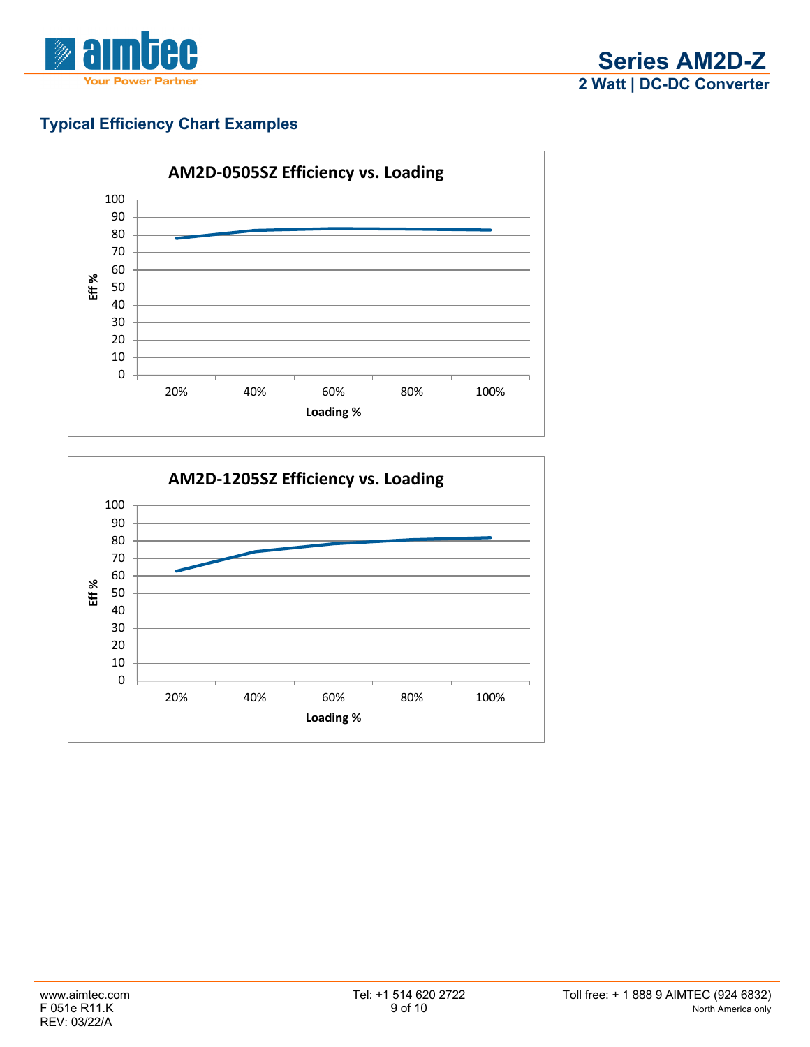## Typical Efficiency Chart Examples

**AM2D-0505SZ Efficiency vs. Loading**

Eff %

100
90
80
70
60
50
40
30
20
10
0

20% 40% 60% 80% 100%

Loading %

**AM2D-1205SZ Efficiency vs. Loading**

Eff %

100
90
80
70
60
50
40
30
20
10
0

20% 40% 60% 80% 100%

Loading %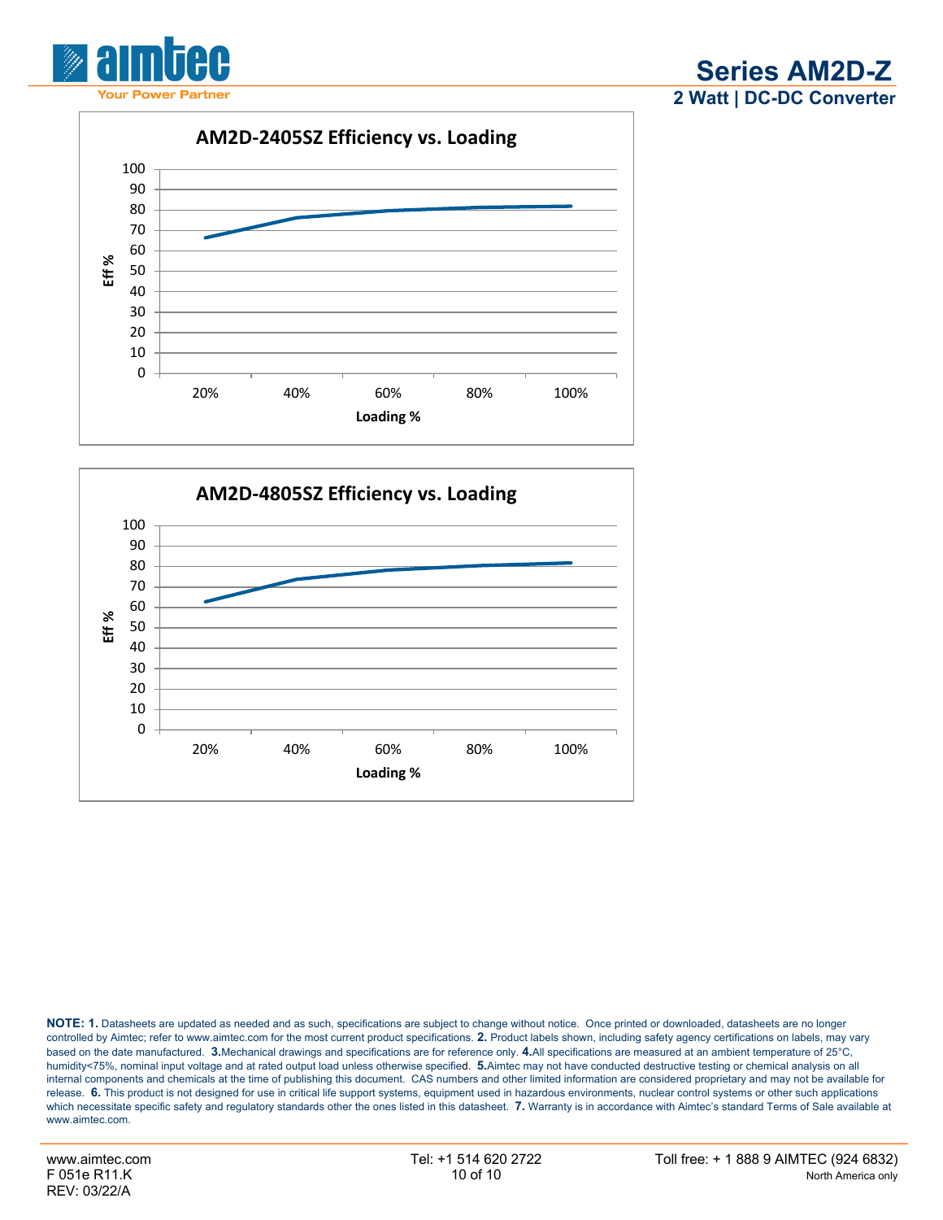AM2D-2405SZ Efficiency vs. Loading

Eff %

100
90
80
70
60
50
40
30
20
10
0

20%
40%
60%
80%
100%

Loading %

AM2D-4805SZ Efficiency vs. Loading

Eff %

100
90
80
70
60
50
40
30
20
10
0

20%
40%
60%
80%
100%

Loading %

**NOTE: 1.** Datasheets are updated as needed and as such, specifications are subject to change without notice. Once printed or downloaded, datasheets are no longer controlled by Aimtec; refer to www.aimtec.com for the most current product specifications. **2.** Product labels shown, including safety agency certifications on labels, may vary based on the date manufactured. **3.**Mechanical drawings and specifications are for reference only. **4.**All specifications are measured at an ambient temperature of 25°C, humidity<75%, nominal input voltage and at rated output load unless otherwise specified. **5.**Aimtec may not have conducted destructive testing or chemical analysis on all internal components and chemicals at the time of publishing this document. CAS numbers and other limited information are considered proprietary and may not be available for release. **6.** This product is not designed for use in critical life support systems, equipment used in hazardous environments, nuclear control systems or other such applications which necessitate specific safety and regulatory standards other the ones listed in this datasheet. **7.** Warranty is in accordance with Aimtec's standard Terms of Sale available at www.aimtec.com.